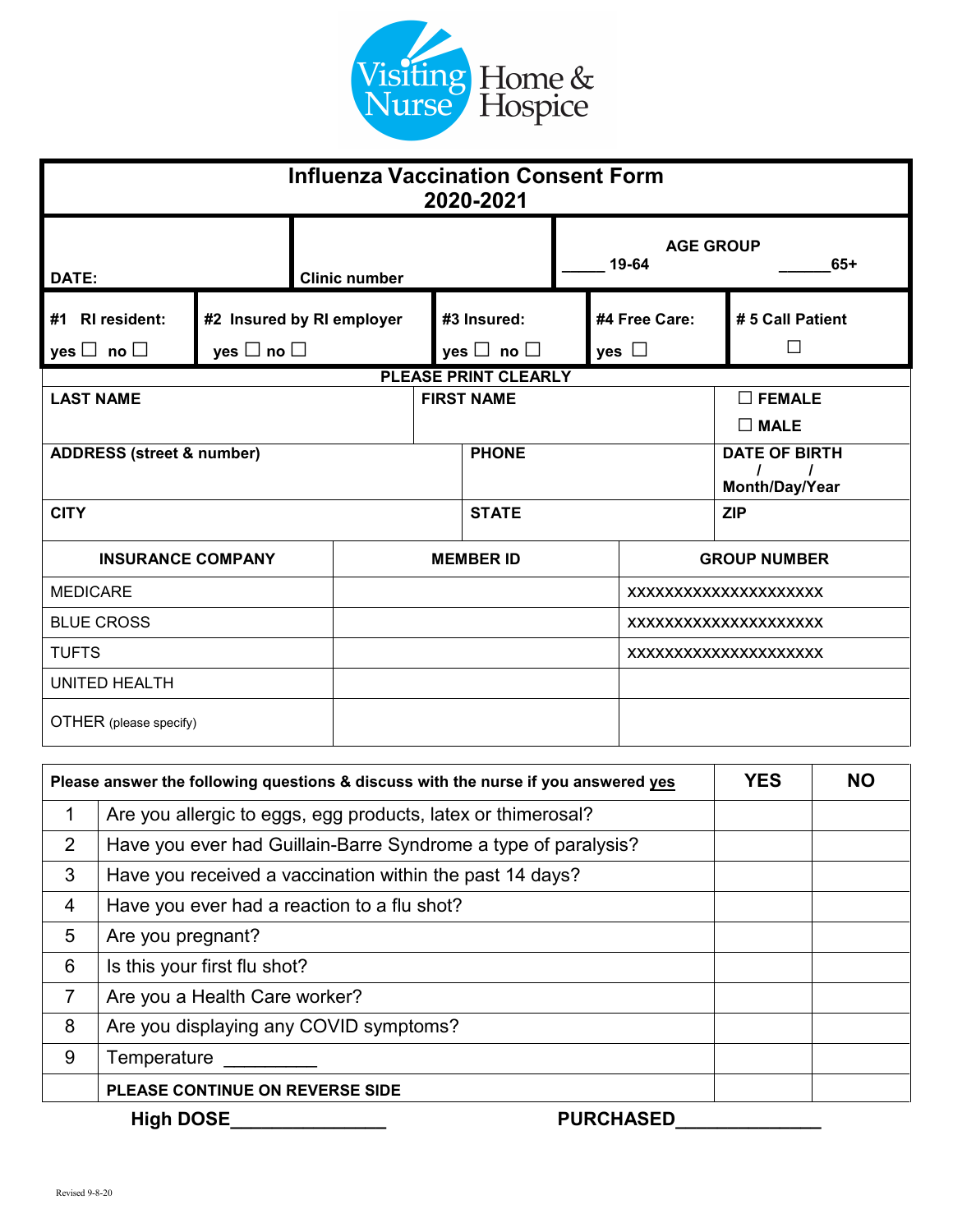Visiting Nurse Home & Hospice

# Influenza Vaccination Consent Form
## 2020-2021

| DATE: | Clinic number | AGE GROUP<br>_____ 19-64 _____65+ |
|---|---|---|

| #1 RI resident:<br>yes ☐ no ☐ | #2 Insured by RI employer<br>yes ☐ no ☐ | #3 Insured:<br>yes ☐ no ☐ | #4 Free Care:<br>yes ☐ | # 5 Call Patient<br>☐ |
|---|---|---|---|---|

**PLEASE PRINT CLEARLY**

| LAST NAME | FIRST NAME | ☐ FEMALE<br>☐ MALE |
|---|---|---|
| ADDRESS (street & number) | PHONE | DATE OF BIRTH<br>/ /<br>Month/Day/Year |
| CITY | STATE | ZIP |

| INSURANCE COMPANY | MEMBER ID | GROUP NUMBER |
|---|---|---|
| MEDICARE | | XXXXXXXXXXXXXXXXXXXX |
| BLUE CROSS | | XXXXXXXXXXXXXXXXXXXX |
| TUFTS | | XXXXXXXXXXXXXXXXXXXX |
| UNITED HEALTH | | |
| OTHER (please specify) | | |

| | Please answer the following questions & discuss with the nurse if you answered yes | YES | NO |
|---|---|---|---|
| 1 | Are you allergic to eggs, egg products, latex or thimerosal? | | |
| 2 | Have you ever had Guillain-Barre Syndrome a type of paralysis? | | |
| 3 | Have you received a vaccination within the past 14 days? | | |
| 4 | Have you ever had a reaction to a flu shot? | | |
| 5 | Are you pregnant? | | |
| 6 | Is this your first flu shot? | | |
| 7 | Are you a Health Care worker? | | |
| 8 | Are you displaying any COVID symptoms? | | |
| 9 | Temperature _________ | | |
| | **PLEASE CONTINUE ON REVERSE SIDE** | | |

**High DOSE_______________** **PURCHASED______________**

Revised 9-8-20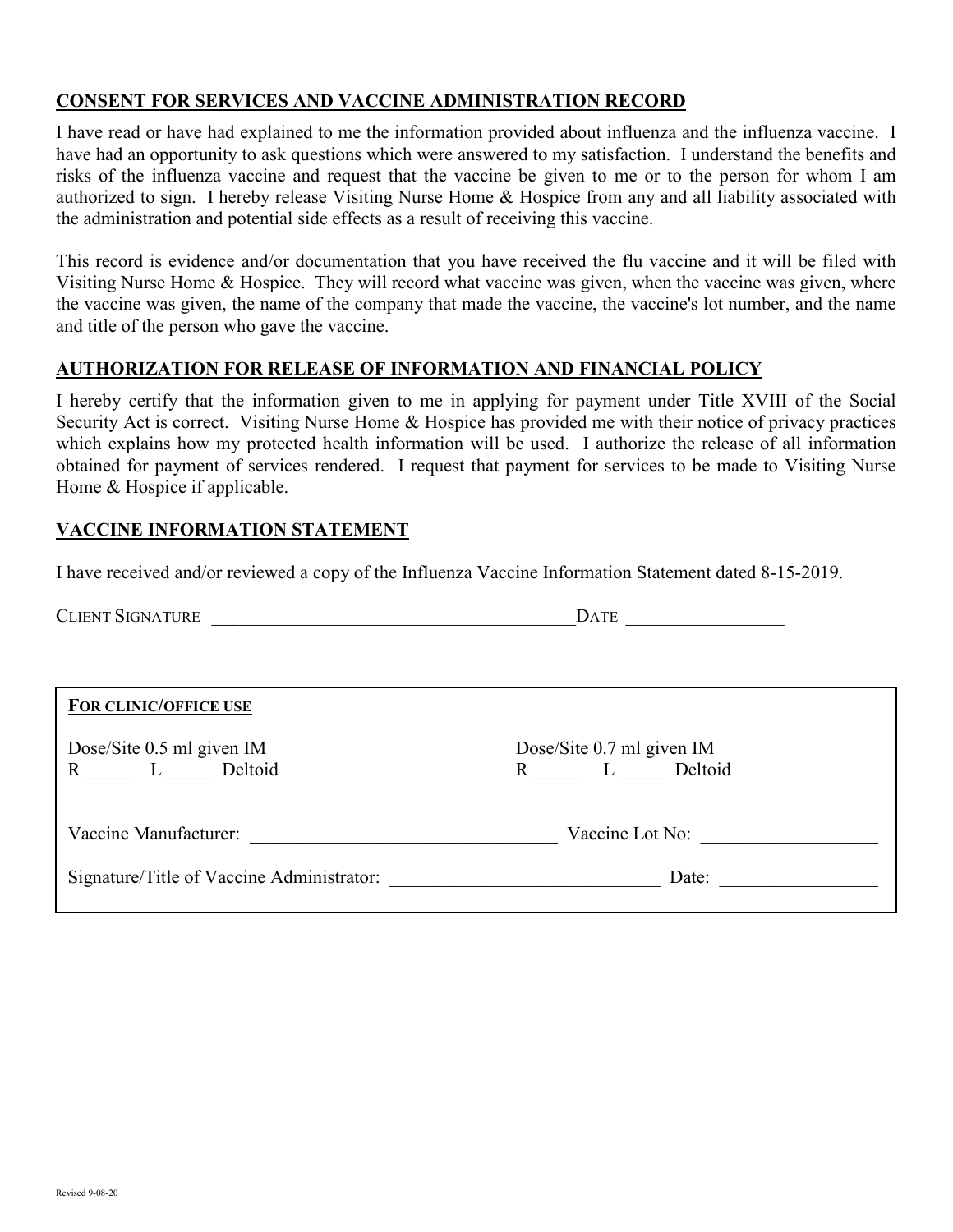## CONSENT FOR SERVICES AND VACCINE ADMINISTRATION RECORD

I have read or have had explained to me the information provided about influenza and the influenza vaccine. I have had an opportunity to ask questions which were answered to my satisfaction. I understand the benefits and risks of the influenza vaccine and request that the vaccine be given to me or to the person for whom I am authorized to sign. I hereby release Visiting Nurse Home & Hospice from any and all liability associated with the administration and potential side effects as a result of receiving this vaccine.

This record is evidence and/or documentation that you have received the flu vaccine and it will be filed with Visiting Nurse Home & Hospice. They will record what vaccine was given, when the vaccine was given, where the vaccine was given, the name of the company that made the vaccine, the vaccine's lot number, and the name and title of the person who gave the vaccine.

## AUTHORIZATION FOR RELEASE OF INFORMATION AND FINANCIAL POLICY

I hereby certify that the information given to me in applying for payment under Title XVIII of the Social Security Act is correct. Visiting Nurse Home & Hospice has provided me with their notice of privacy practices which explains how my protected health information will be used. I authorize the release of all information obtained for payment of services rendered. I request that payment for services to be made to Visiting Nurse Home & Hospice if applicable.

## VACCINE INFORMATION STATEMENT

I have received and/or reviewed a copy of the Influenza Vaccine Information Statement dated 8-15-2019.

CLIENT SIGNATURE _______________________________________ DATE _________________

**FOR CLINIC/OFFICE USE**

Dose/Site 0.5 ml given IM
R _____ L _____ Deltoid

Dose/Site 0.7 ml given IM
R _____ L _____ Deltoid

Vaccine Manufacturer: _________________________________ Vaccine Lot No: ___________________

Signature/Title of Vaccine Administrator: ____________________________ Date: _________________

Revised 9-08-20